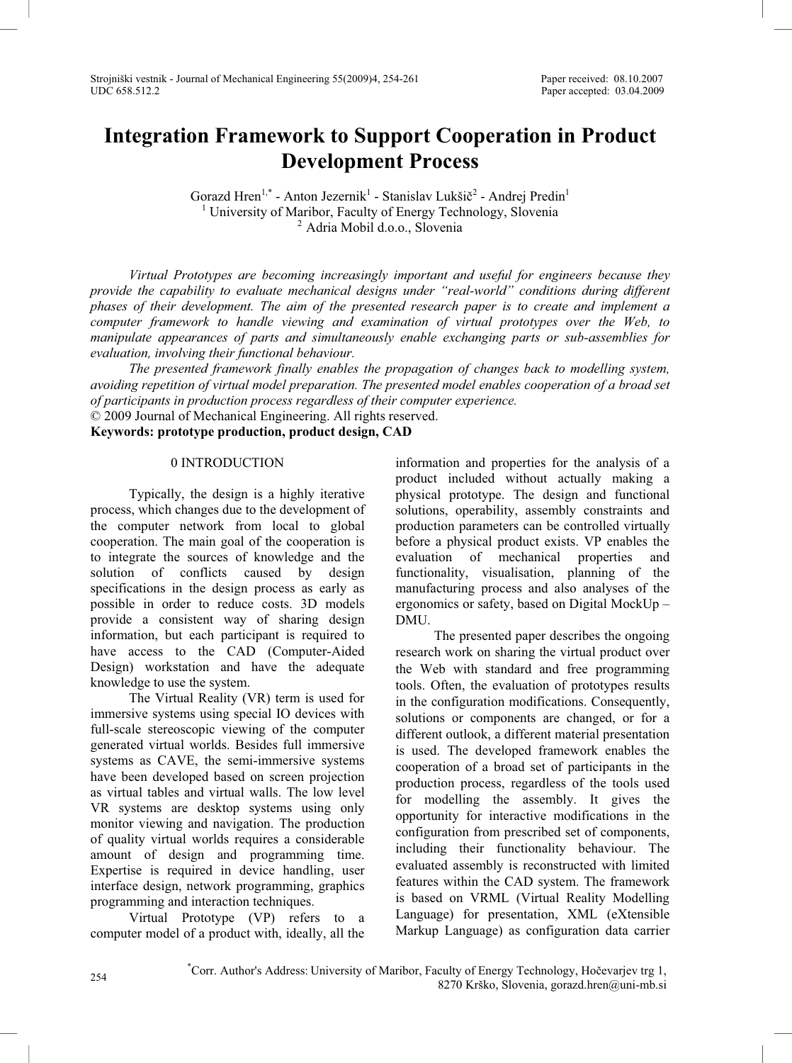# Integration Framework to Support Cooperation in Product Development Process

Gorazd Hren[1,*] - Anton Jezernik[1] - Stanislav Lukšič[2] - Andrej Predin[1]

[1] University of Maribor, Faculty of Energy Technology, Slovenia

[2] Adria Mobil d.o.o., Slovenia

*Virtual Prototypes are becoming increasingly important and useful for engineers because they provide the capability to evaluate mechanical designs under "real-world" conditions during different phases of their development. The aim of the presented research paper is to create and implement a computer framework to handle viewing and examination of virtual prototypes over the Web, to manipulate appearances of parts and simultaneously enable exchanging parts or sub-assemblies for evaluation, involving their functional behaviour.*

*The presented framework finally enables the propagation of changes back to modelling system, avoiding repetition of virtual model preparation. The presented model enables cooperation of a broad set of participants in production process regardless of their computer experience.*

© 2009 Journal of Mechanical Engineering. All rights reserved.

**Keywords: prototype production, product design, CAD**

## 0 INTRODUCTION

Typically, the design is a highly iterative process, which changes due to the development of the computer network from local to global cooperation. The main goal of the cooperation is to integrate the sources of knowledge and the solution of conflicts caused by design specifications in the design process as early as possible in order to reduce costs. 3D models provide a consistent way of sharing design information, but each participant is required to have access to the CAD (Computer-Aided Design) workstation and have the adequate knowledge to use the system.

The Virtual Reality (VR) term is used for immersive systems using special IO devices with full-scale stereoscopic viewing of the computer generated virtual worlds. Besides full immersive systems as CAVE, the semi-immersive systems have been developed based on screen projection as virtual tables and virtual walls. The low level VR systems are desktop systems using only monitor viewing and navigation. The production of quality virtual worlds requires a considerable amount of design and programming time. Expertise is required in device handling, user interface design, network programming, graphics programming and interaction techniques.

Virtual Prototype (VP) refers to a computer model of a product with, ideally, all the information and properties for the analysis of a product included without actually making a physical prototype. The design and functional solutions, operability, assembly constraints and production parameters can be controlled virtually before a physical product exists. VP enables the evaluation of mechanical properties and functionality, visualisation, planning of the manufacturing process and also analyses of the ergonomics or safety, based on Digital MockUp – DMU.

The presented paper describes the ongoing research work on sharing the virtual product over the Web with standard and free programming tools. Often, the evaluation of prototypes results in the configuration modifications. Consequently, solutions or components are changed, or for a different outlook, a different material presentation is used. The developed framework enables the cooperation of a broad set of participants in the production process, regardless of the tools used for modelling the assembly. It gives the opportunity for interactive modifications in the configuration from prescribed set of components, including their functionality behaviour. The evaluated assembly is reconstructed with limited features within the CAD system. The framework is based on VRML (Virtual Reality Modelling Language) for presentation, XML (eXtensible Markup Language) as configuration data carrier

[*]Corr. Author's Address: University of Maribor, Faculty of Energy Technology, Hočevarjev trg 1, 8270 Krško, Slovenia, gorazd.hren@uni-mb.si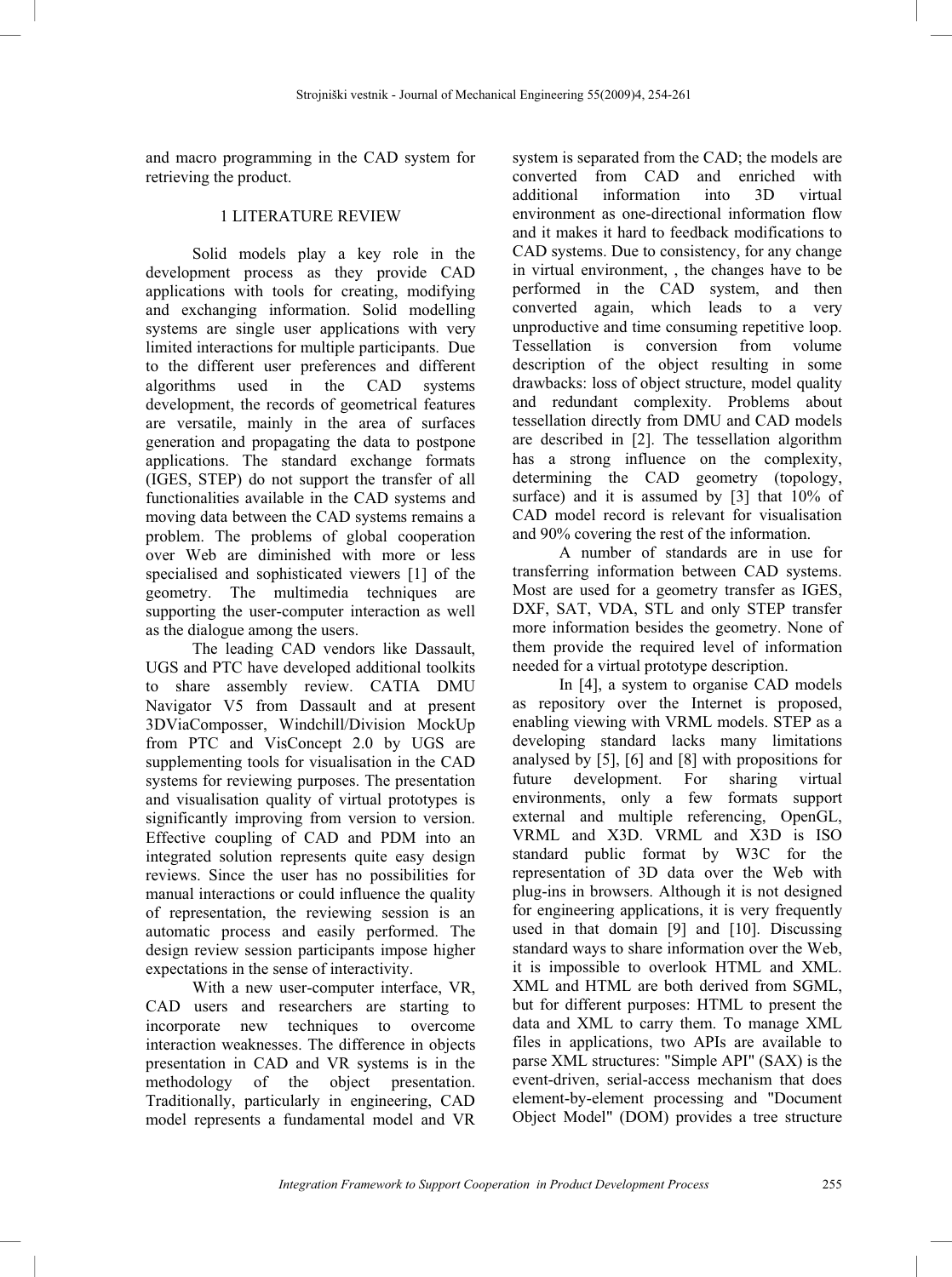and macro programming in the CAD system for retrieving the product.

## 1 LITERATURE REVIEW

Solid models play a key role in the development process as they provide CAD applications with tools for creating, modifying and exchanging information. Solid modelling systems are single user applications with very limited interactions for multiple participants. Due to the different user preferences and different algorithms used in the CAD systems development, the records of geometrical features are versatile, mainly in the area of surfaces generation and propagating the data to postpone applications. The standard exchange formats (IGES, STEP) do not support the transfer of all functionalities available in the CAD systems and moving data between the CAD systems remains a problem. The problems of global cooperation over Web are diminished with more or less specialised and sophisticated viewers [1] of the geometry. The multimedia techniques are supporting the user-computer interaction as well as the dialogue among the users.

The leading CAD vendors like Dassault, UGS and PTC have developed additional toolkits to share assembly review. CATIA DMU Navigator V5 from Dassault and at present 3DViaComposser, Windchill/Division MockUp from PTC and VisConcept 2.0 by UGS are supplementing tools for visualisation in the CAD systems for reviewing purposes. The presentation and visualisation quality of virtual prototypes is significantly improving from version to version. Effective coupling of CAD and PDM into an integrated solution represents quite easy design reviews. Since the user has no possibilities for manual interactions or could influence the quality of representation, the reviewing session is an automatic process and easily performed. The design review session participants impose higher expectations in the sense of interactivity.

With a new user-computer interface, VR, CAD users and researchers are starting to incorporate new techniques to overcome interaction weaknesses. The difference in objects presentation in CAD and VR systems is in the methodology of the object presentation. Traditionally, particularly in engineering, CAD model represents a fundamental model and VR system is separated from the CAD; the models are converted from CAD and enriched with additional information into 3D virtual environment as one-directional information flow and it makes it hard to feedback modifications to CAD systems. Due to consistency, for any change in virtual environment, , the changes have to be performed in the CAD system, and then converted again, which leads to a very unproductive and time consuming repetitive loop. Tessellation is conversion from volume description of the object resulting in some drawbacks: loss of object structure, model quality and redundant complexity. Problems about tessellation directly from DMU and CAD models are described in [2]. The tessellation algorithm has a strong influence on the complexity, determining the CAD geometry (topology, surface) and it is assumed by [3] that 10% of CAD model record is relevant for visualisation and 90% covering the rest of the information.

A number of standards are in use for transferring information between CAD systems. Most are used for a geometry transfer as IGES, DXF, SAT, VDA, STL and only STEP transfer more information besides the geometry. None of them provide the required level of information needed for a virtual prototype description.

In [4], a system to organise CAD models as repository over the Internet is proposed, enabling viewing with VRML models. STEP as a developing standard lacks many limitations analysed by [5], [6] and [8] with propositions for future development. For sharing virtual environments, only a few formats support external and multiple referencing, OpenGL, VRML and X3D. VRML and X3D is ISO standard public format by W3C for the representation of 3D data over the Web with plug-ins in browsers. Although it is not designed for engineering applications, it is very frequently used in that domain [9] and [10]. Discussing standard ways to share information over the Web, it is impossible to overlook HTML and XML. XML and HTML are both derived from SGML, but for different purposes: HTML to present the data and XML to carry them. To manage XML files in applications, two APIs are available to parse XML structures: "Simple API" (SAX) is the event-driven, serial-access mechanism that does element-by-element processing and "Document Object Model" (DOM) provides a tree structure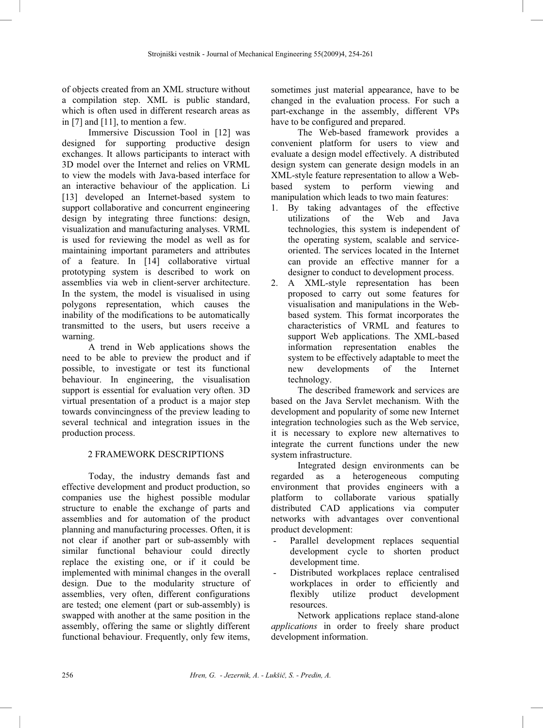of objects created from an XML structure without a compilation step. XML is public standard, which is often used in different research areas as in [7] and [11], to mention a few.

Immersive Discussion Tool in [12] was designed for supporting productive design exchanges. It allows participants to interact with 3D model over the Internet and relies on VRML to view the models with Java-based interface for an interactive behaviour of the application. Li [13] developed an Internet-based system to support collaborative and concurrent engineering design by integrating three functions: design, visualization and manufacturing analyses. VRML is used for reviewing the model as well as for maintaining important parameters and attributes of a feature. In [14] collaborative virtual prototyping system is described to work on assemblies via web in client-server architecture. In the system, the model is visualised in using polygons representation, which causes the inability of the modifications to be automatically transmitted to the users, but users receive a warning.

A trend in Web applications shows the need to be able to preview the product and if possible, to investigate or test its functional behaviour. In engineering, the visualisation support is essential for evaluation very often. 3D virtual presentation of a product is a major step towards convincingness of the preview leading to several technical and integration issues in the production process.

## 2 FRAMEWORK DESCRIPTIONS

Today, the industry demands fast and effective development and product production, so companies use the highest possible modular structure to enable the exchange of parts and assemblies and for automation of the product planning and manufacturing processes. Often, it is not clear if another part or sub-assembly with similar functional behaviour could directly replace the existing one, or if it could be implemented with minimal changes in the overall design. Due to the modularity structure of assemblies, very often, different configurations are tested; one element (part or sub-assembly) is swapped with another at the same position in the assembly, offering the same or slightly different functional behaviour. Frequently, only few items, sometimes just material appearance, have to be changed in the evaluation process. For such a part-exchange in the assembly, different VPs have to be configured and prepared.

The Web-based framework provides a convenient platform for users to view and evaluate a design model effectively. A distributed design system can generate design models in an XML-style feature representation to allow a Web-based system to perform viewing and manipulation which leads to two main features:

1. By taking advantages of the effective utilizations of the Web and Java technologies, this system is independent of the operating system, scalable and service-oriented. The services located in the Internet can provide an effective manner for a designer to conduct to development process.
2. A XML-style representation has been proposed to carry out some features for visualisation and manipulations in the Web-based system. This format incorporates the characteristics of VRML and features to support Web applications. The XML-based information representation enables the system to be effectively adaptable to meet the new developments of the Internet technology.

The described framework and services are based on the Java Servlet mechanism. With the development and popularity of some new Internet integration technologies such as the Web service, it is necessary to explore new alternatives to integrate the current functions under the new system infrastructure.

Integrated design environments can be regarded as a heterogeneous computing environment that provides engineers with a platform to collaborate various spatially distributed CAD applications via computer networks with advantages over conventional product development:

- Parallel development replaces sequential development cycle to shorten product development time.
- Distributed workplaces replace centralised workplaces in order to efficiently and flexibly utilize product development resources.

Network applications replace stand-alone *applications* in order to freely share product development information.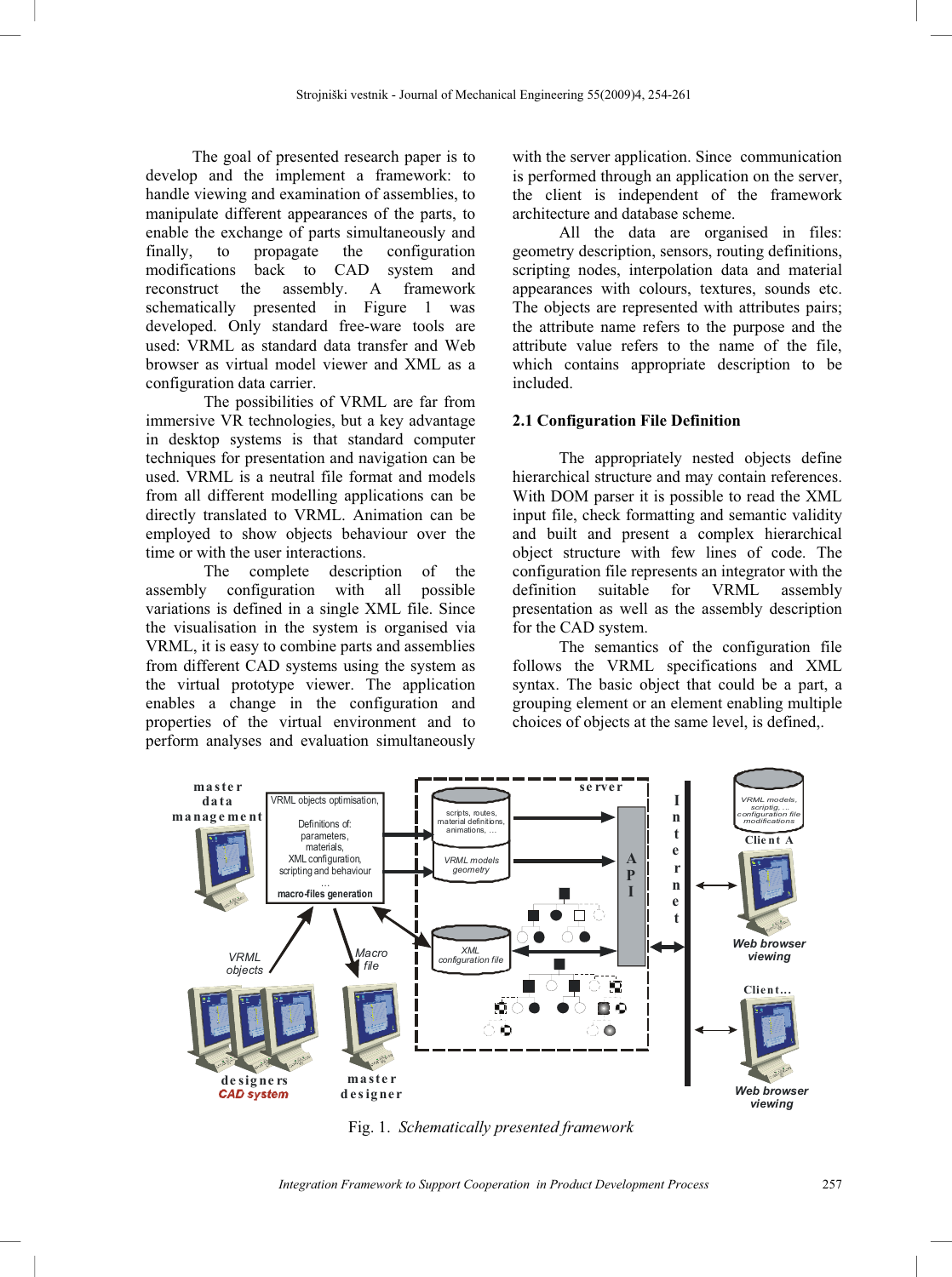The goal of presented research paper is to develop and the implement a framework: to handle viewing and examination of assemblies, to manipulate different appearances of the parts, to enable the exchange of parts simultaneously and finally, to propagate the configuration modifications back to CAD system and reconstruct the assembly. A framework schematically presented in Figure 1 was developed. Only standard free-ware tools are used: VRML as standard data transfer and Web browser as virtual model viewer and XML as a configuration data carrier.

The possibilities of VRML are far from immersive VR technologies, but a key advantage in desktop systems is that standard computer techniques for presentation and navigation can be used. VRML is a neutral file format and models from all different modelling applications can be directly translated to VRML. Animation can be employed to show objects behaviour over the time or with the user interactions.

The complete description of the assembly configuration with all possible variations is defined in a single XML file. Since the visualisation in the system is organised via VRML, it is easy to combine parts and assemblies from different CAD systems using the system as the virtual prototype viewer. The application enables a change in the configuration and properties of the virtual environment and to perform analyses and evaluation simultaneously with the server application. Since communication is performed through an application on the server, the client is independent of the framework architecture and database scheme.

All the data are organised in files: geometry description, sensors, routing definitions, scripting nodes, interpolation data and material appearances with colours, textures, sounds etc. The objects are represented with attributes pairs; the attribute name refers to the purpose and the attribute value refers to the name of the file, which contains appropriate description to be included.

### 2.1 Configuration File Definition

The appropriately nested objects define hierarchical structure and may contain references. With DOM parser it is possible to read the XML input file, check formatting and semantic validity and built and present a complex hierarchical object structure with few lines of code. The configuration file represents an integrator with the definition suitable for VRML assembly presentation as well as the assembly description for the CAD system.

The semantics of the configuration file follows the VRML specifications and XML syntax. The basic object that could be a part, a grouping element or an element enabling multiple choices of objects at the same level, is defined,.

Fig. 1. *Schematically presented framework*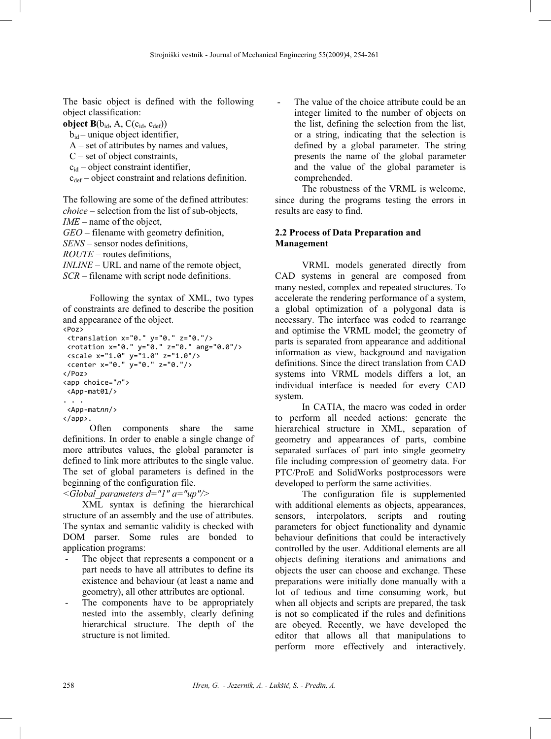The basic object is defined with the following object classification:

**object B**($b_{id}$, A, C($c_{id}$, $c_{def}$))

$b_{id}$ – unique object identifier,
A – set of attributes by names and values,
C – set of object constraints,
$c_{id}$ – object constraint identifier,
$c_{def}$ – object constraint and relations definition.

The following are some of the defined attributes:
*choice* – selection from the list of sub-objects,
*IME* – name of the object,
*GEO* – filename with geometry definition,
*SENS* – sensor nodes definitions,
*ROUTE* – routes definitions,
*INLINE* – URL and name of the remote object,
*SCR* – filename with script node definitions.

Following the syntax of XML, two types of constraints are defined to describe the position and appearance of the object.

```
<Poz>
 <translation x="0." y="0." z="0."/>
 <rotation x="0." y="0." z="0." ang="0.0"/>
 <scale x="1.0" y="1.0" z="1.0"/>
 <center x="0." y="0." z="0."/>
</Poz>
<app choice="n">
 <App-mat01/>
. . .
 <App-matnn/>
</app>.
```

Often components share the same definitions. In order to enable a single change of more attributes values, the global parameter is defined to link more attributes to the single value. The set of global parameters is defined in the beginning of the configuration file.

*<Global_parameters d="1" a="up"/>*

XML syntax is defining the hierarchical structure of an assembly and the use of attributes. The syntax and semantic validity is checked with DOM parser. Some rules are bonded to application programs:

- The object that represents a component or a part needs to have all attributes to define its existence and behaviour (at least a name and geometry), all other attributes are optional.
- The components have to be appropriately nested into the assembly, clearly defining hierarchical structure. The depth of the structure is not limited.
- The value of the choice attribute could be an integer limited to the number of objects on the list, defining the selection from the list, or a string, indicating that the selection is defined by a global parameter. The string presents the name of the global parameter and the value of the global parameter is comprehended.

The robustness of the VRML is welcome, since during the programs testing the errors in results are easy to find.

### 2.2 Process of Data Preparation and Management

VRML models generated directly from CAD systems in general are composed from many nested, complex and repeated structures. To accelerate the rendering performance of a system, a global optimization of a polygonal data is necessary. The interface was coded to rearrange and optimise the VRML model; the geometry of parts is separated from appearance and additional information as view, background and navigation definitions. Since the direct translation from CAD systems into VRML models differs a lot, an individual interface is needed for every CAD system.

In CATIA, the macro was coded in order to perform all needed actions: generate the hierarchical structure in XML, separation of geometry and appearances of parts, combine separated surfaces of part into single geometry file including compression of geometry data. For PTC/ProE and SolidWorks postprocessors were developed to perform the same activities.

The configuration file is supplemented with additional elements as objects, appearances, sensors, interpolators, scripts and routing parameters for object functionality and dynamic behaviour definitions that could be interactively controlled by the user. Additional elements are all objects defining iterations and animations and objects the user can choose and exchange. These preparations were initially done manually with a lot of tedious and time consuming work, but when all objects and scripts are prepared, the task is not so complicated if the rules and definitions are obeyed. Recently, we have developed the editor that allows all that manipulations to perform more effectively and interactively.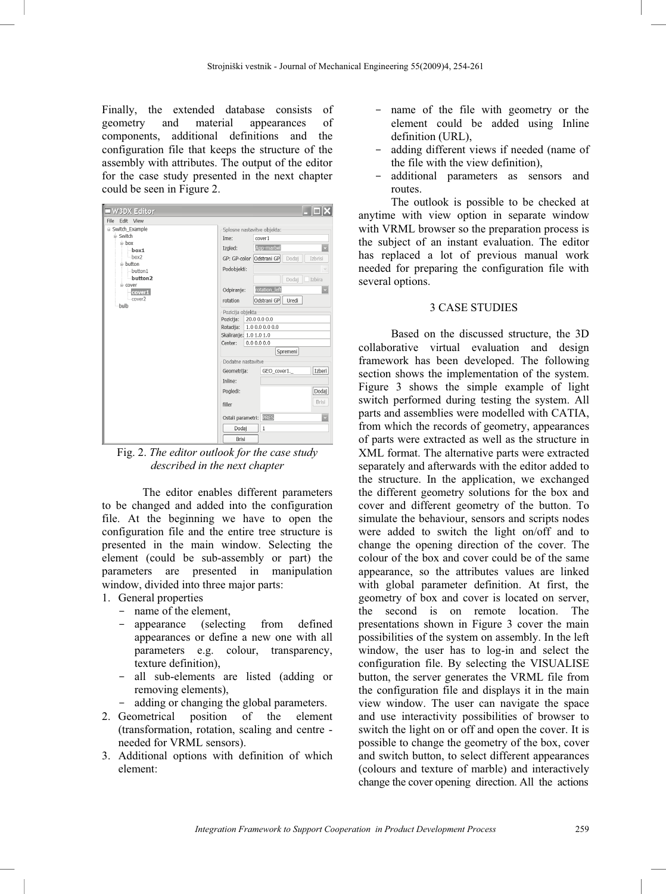Finally, the extended database consists of geometry and material appearances of components, additional definitions and the configuration file that keeps the structure of the assembly with attributes. The output of the editor for the case study presented in the next chapter could be seen in Figure 2.

Fig. 2. *The editor outlook for the case study described in the next chapter*

The editor enables different parameters to be changed and added into the configuration file. At the beginning we have to open the configuration file and the entire tree structure is presented in the main window. Selecting the element (could be sub-assembly or part) the parameters are presented in manipulation window, divided into three major parts:

1. General properties
   - name of the element,
   - appearance (selecting from defined appearances or define a new one with all parameters e.g. colour, transparency, texture definition),
   - all sub-elements are listed (adding or removing elements),
   - adding or changing the global parameters.
2. Geometrical position of the element (transformation, rotation, scaling and centre - needed for VRML sensors).
3. Additional options with definition of which element:
   - name of the file with geometry or the element could be added using Inline definition (URL),
   - adding different views if needed (name of the file with the view definition),
   - additional parameters as sensors and routes.

The outlook is possible to be checked at anytime with view option in separate window with VRML browser so the preparation process is the subject of an instant evaluation. The editor has replaced a lot of previous manual work needed for preparing the configuration file with several options.

## 3 CASE STUDIES

Based on the discussed structure, the 3D collaborative virtual evaluation and design framework has been developed. The following section shows the implementation of the system. Figure 3 shows the simple example of light switch performed during testing the system. All parts and assemblies were modelled with CATIA, from which the records of geometry, appearances of parts were extracted as well as the structure in XML format. The alternative parts were extracted separately and afterwards with the editor added to the structure. In the application, we exchanged the different geometry solutions for the box and cover and different geometry of the button. To simulate the behaviour, sensors and scripts nodes were added to switch the light on/off and to change the opening direction of the cover. The colour of the box and cover could be of the same appearance, so the attributes values are linked with global parameter definition. At first, the geometry of box and cover is located on server, the second is on remote location. The presentations shown in Figure 3 cover the main possibilities of the system on assembly. In the left window, the user has to log-in and select the configuration file. By selecting the VISUALISE button, the server generates the VRML file from the configuration file and displays it in the main view window. The user can navigate the space and use interactivity possibilities of browser to switch the light on or off and open the cover. It is possible to change the geometry of the box, cover and switch button, to select different appearances (colours and texture of marble) and interactively change the cover opening direction. All the actions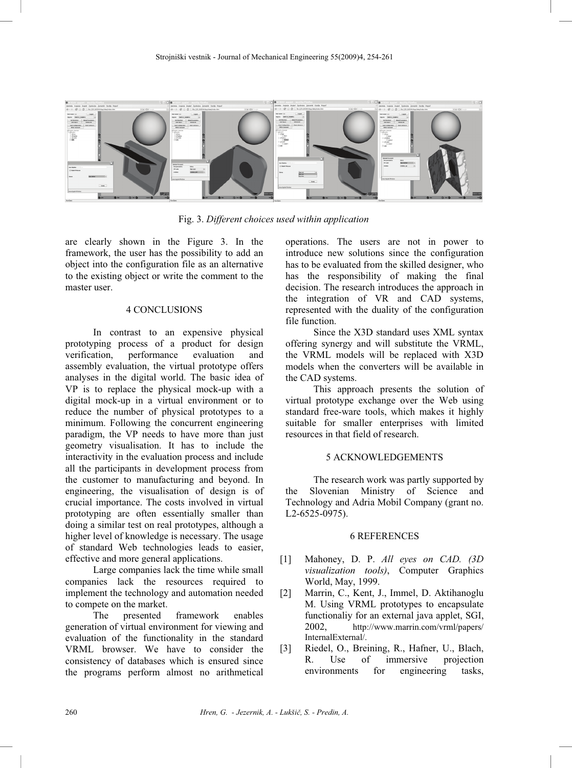Fig. 3. *Different choices used within application*

are clearly shown in the Figure 3. In the framework, the user has the possibility to add an object into the configuration file as an alternative to the existing object or write the comment to the master user.

## 4 CONCLUSIONS

In contrast to an expensive physical prototyping process of a product for design verification, performance evaluation and assembly evaluation, the virtual prototype offers analyses in the digital world. The basic idea of VP is to replace the physical mock-up with a digital mock-up in a virtual environment or to reduce the number of physical prototypes to a minimum. Following the concurrent engineering paradigm, the VP needs to have more than just geometry visualisation. It has to include the interactivity in the evaluation process and include all the participants in development process from the customer to manufacturing and beyond. In engineering, the visualisation of design is of crucial importance. The costs involved in virtual prototyping are often essentially smaller than doing a similar test on real prototypes, although a higher level of knowledge is necessary. The usage of standard Web technologies leads to easier, effective and more general applications.

Large companies lack the time while small companies lack the resources required to implement the technology and automation needed to compete on the market.

The presented framework enables generation of virtual environment for viewing and evaluation of the functionality in the standard VRML browser. We have to consider the consistency of databases which is ensured since the programs perform almost no arithmetical operations. The users are not in power to introduce new solutions since the configuration has to be evaluated from the skilled designer, who has the responsibility of making the final decision. The research introduces the approach in the integration of VR and CAD systems, represented with the duality of the configuration file function.

Since the X3D standard uses XML syntax offering synergy and will substitute the VRML, the VRML models will be replaced with X3D models when the converters will be available in the CAD systems.

This approach presents the solution of virtual prototype exchange over the Web using standard free-ware tools, which makes it highly suitable for smaller enterprises with limited resources in that field of research.

## 5 ACKNOWLEDGEMENTS

The research work was partly supported by the Slovenian Ministry of Science and Technology and Adria Mobil Company (grant no. L2-6525-0975).

## 6 REFERENCES

[1] Mahoney, D. P. *All eyes on CAD. (3D visualization tools)*, Computer Graphics World, May, 1999.

[2] Marrin, C., Kent, J., Immel, D. Aktihanoglu M. Using VRML prototypes to encapsulate functionaliy for an external java applet, SGI, 2002, http://www.marrin.com/vrml/papers/InternalExternal/.

[3] Riedel, O., Breining, R., Hafner, U., Blach, R. Use of immersive projection environments for engineering tasks,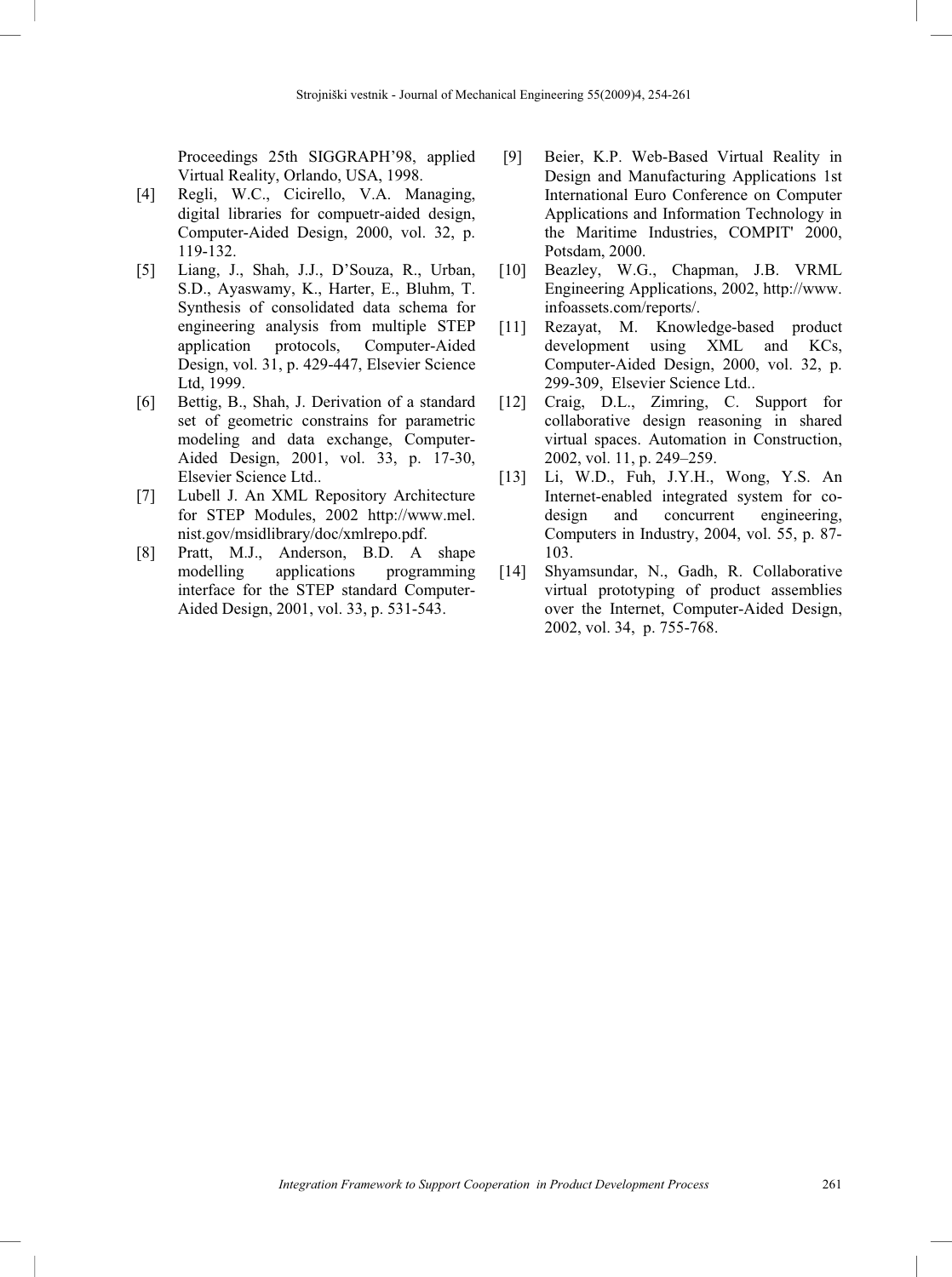Proceedings 25th SIGGRAPH'98, applied Virtual Reality, Orlando, USA, 1998.

[4] Regli, W.C., Cicirello, V.A. Managing, digital libraries for compuetr-aided design, Computer-Aided Design, 2000, vol. 32, p. 119-132.

[5] Liang, J., Shah, J.J., D'Souza, R., Urban, S.D., Ayaswamy, K., Harter, E., Bluhm, T. Synthesis of consolidated data schema for engineering analysis from multiple STEP application protocols, Computer-Aided Design, vol. 31, p. 429-447, Elsevier Science Ltd, 1999.

[6] Bettig, B., Shah, J. Derivation of a standard set of geometric constrains for parametric modeling and data exchange, Computer-Aided Design, 2001, vol. 33, p. 17-30, Elsevier Science Ltd..

[7] Lubell J. An XML Repository Architecture for STEP Modules, 2002 http://www.mel.nist.gov/msidlibrary/doc/xmlrepo.pdf.

[8] Pratt, M.J., Anderson, B.D. A shape modelling applications programming interface for the STEP standard Computer-Aided Design, 2001, vol. 33, p. 531-543.

[9] Beier, K.P. Web-Based Virtual Reality in Design and Manufacturing Applications 1st International Euro Conference on Computer Applications and Information Technology in the Maritime Industries, COMPIT' 2000, Potsdam, 2000.

[10] Beazley, W.G., Chapman, J.B. VRML Engineering Applications, 2002, http://www.infoassets.com/reports/.

[11] Rezayat, M. Knowledge-based product development using XML and KCs, Computer-Aided Design, 2000, vol. 32, p. 299-309, Elsevier Science Ltd..

[12] Craig, D.L., Zimring, C. Support for collaborative design reasoning in shared virtual spaces. Automation in Construction, 2002, vol. 11, p. 249–259.

[13] Li, W.D., Fuh, J.Y.H., Wong, Y.S. An Internet-enabled integrated system for co-design and concurrent engineering, Computers in Industry, 2004, vol. 55, p. 87-103.

[14] Shyamsundar, N., Gadh, R. Collaborative virtual prototyping of product assemblies over the Internet, Computer-Aided Design, 2002, vol. 34, p. 755-768.